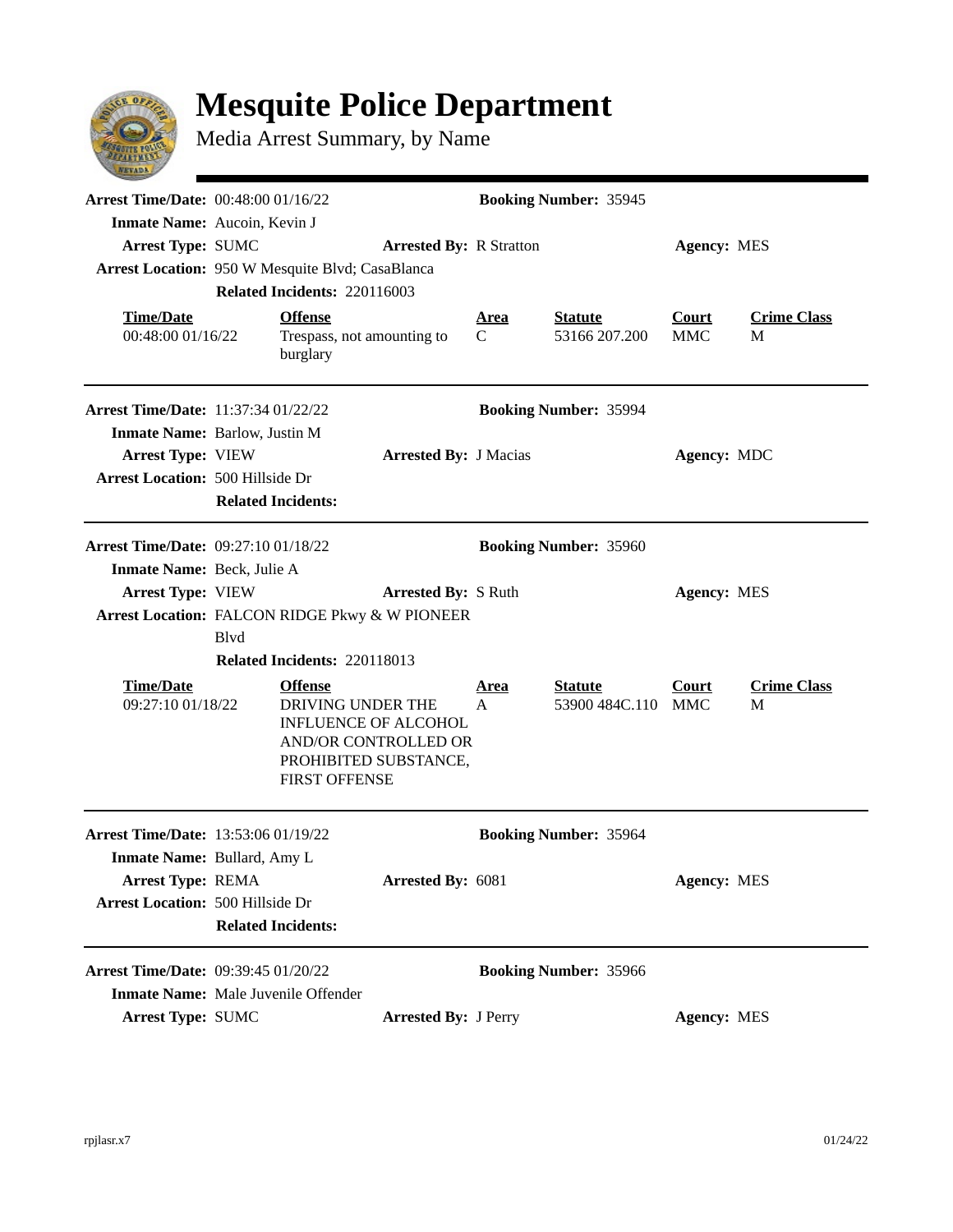# Mesquite Police Department

Media Arrest Summary, by Name

---

**Arrest Time/Date:** 00:48:00 01/16/22 **Booking Number:** 35945

**Inmate Name:** Aucoin, Kevin J

**Arrest Type:** SUMC **Arrested By:** R Stratton **Agency:** MES

**Arrest Location:** 950 W Mesquite Blvd; CasaBlanca

**Related Incidents:** 220116003

| Time/Date | Offense | Area | Statute | Court | Crime Class |
|---|---|---|---|---|---|
| 00:48:00 01/16/22 | Trespass, not amounting to burglary | C | 53166 207.200 | MMC | M |

---

**Arrest Time/Date:** 11:37:34 01/22/22 **Booking Number:** 35994

**Inmate Name:** Barlow, Justin M

**Arrest Type:** VIEW **Arrested By:** J Macias **Agency:** MDC

**Arrest Location:** 500 Hillside Dr

**Related Incidents:**

---

**Arrest Time/Date:** 09:27:10 01/18/22 **Booking Number:** 35960

**Inmate Name:** Beck, Julie A

**Arrest Type:** VIEW **Arrested By:** S Ruth **Agency:** MES

**Arrest Location:** FALCON RIDGE Pkwy & W PIONEER Blvd

**Related Incidents:** 220118013

| Time/Date | Offense | Area | Statute | Court | Crime Class |
|---|---|---|---|---|---|
| 09:27:10 01/18/22 | DRIVING UNDER THE INFLUENCE OF ALCOHOL AND/OR CONTROLLED OR PROHIBITED SUBSTANCE, FIRST OFFENSE | A | 53900 484C.110 | MMC | M |

---

**Arrest Time/Date:** 13:53:06 01/19/22 **Booking Number:** 35964

**Inmate Name:** Bullard, Amy L

**Arrest Type:** REMA **Arrested By:** 6081 **Agency:** MES

**Arrest Location:** 500 Hillside Dr

**Related Incidents:**

---

**Arrest Time/Date:** 09:39:45 01/20/22 **Booking Number:** 35966

**Inmate Name:** Male Juvenile Offender

**Arrest Type:** SUMC **Arrested By:** J Perry **Agency:** MES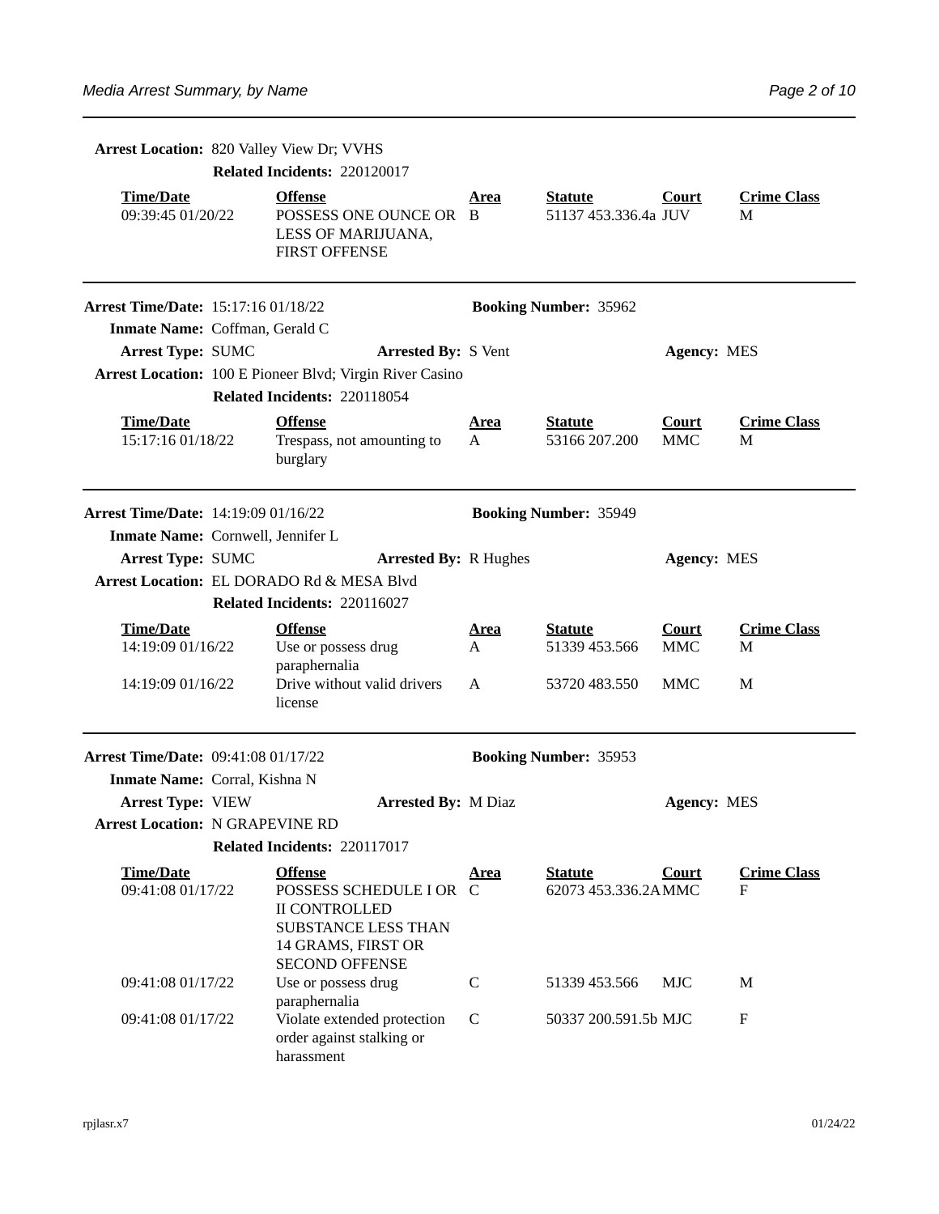**Arrest Location:** 820 Valley View Dr; VVHS

**Related Incidents:** 220120017

| Time/Date | Offense | Area | Statute | Court | Crime Class |
|---|---|---|---|---|---|
| 09:39:45 01/20/22 | POSSESS ONE OUNCE OR LESS OF MARIJUANA, FIRST OFFENSE | B | 51137 453.336.4a | JUV | M |

---

**Arrest Time/Date:** 15:17:16 01/18/22 **Booking Number:** 35962

**Inmate Name:** Coffman, Gerald C

**Arrest Type:** SUMC **Arrested By:** S Vent **Agency:** MES

**Arrest Location:** 100 E Pioneer Blvd; Virgin River Casino

**Related Incidents:** 220118054

| Time/Date | Offense | Area | Statute | Court | Crime Class |
|---|---|---|---|---|---|
| 15:17:16 01/18/22 | Trespass, not amounting to burglary | A | 53166 207.200 | MMC | M |

---

**Arrest Time/Date:** 14:19:09 01/16/22 **Booking Number:** 35949

**Inmate Name:** Cornwell, Jennifer L

**Arrest Type:** SUMC **Arrested By:** R Hughes **Agency:** MES

**Arrest Location:** EL DORADO Rd & MESA Blvd

**Related Incidents:** 220116027

| Time/Date | Offense | Area | Statute | Court | Crime Class |
|---|---|---|---|---|---|
| 14:19:09 01/16/22 | Use or possess drug paraphernalia | A | 51339 453.566 | MMC | M |
| 14:19:09 01/16/22 | Drive without valid drivers license | A | 53720 483.550 | MMC | M |

---

**Arrest Time/Date:** 09:41:08 01/17/22 **Booking Number:** 35953

**Inmate Name:** Corral, Kishna N

**Arrest Type:** VIEW **Arrested By:** M Diaz **Agency:** MES

**Arrest Location:** N GRAPEVINE RD

**Related Incidents:** 220117017

| Time/Date | Offense | Area | Statute | Court | Crime Class |
|---|---|---|---|---|---|
| 09:41:08 01/17/22 | POSSESS SCHEDULE I OR II CONTROLLED SUBSTANCE LESS THAN 14 GRAMS, FIRST OR SECOND OFFENSE | C | 62073 453.336.2A | MMC | F |
| 09:41:08 01/17/22 | Use or possess drug paraphernalia | C | 51339 453.566 | MJC | M |
| 09:41:08 01/17/22 | Violate extended protection order against stalking or harassment | C | 50337 200.591.5b | MJC | F |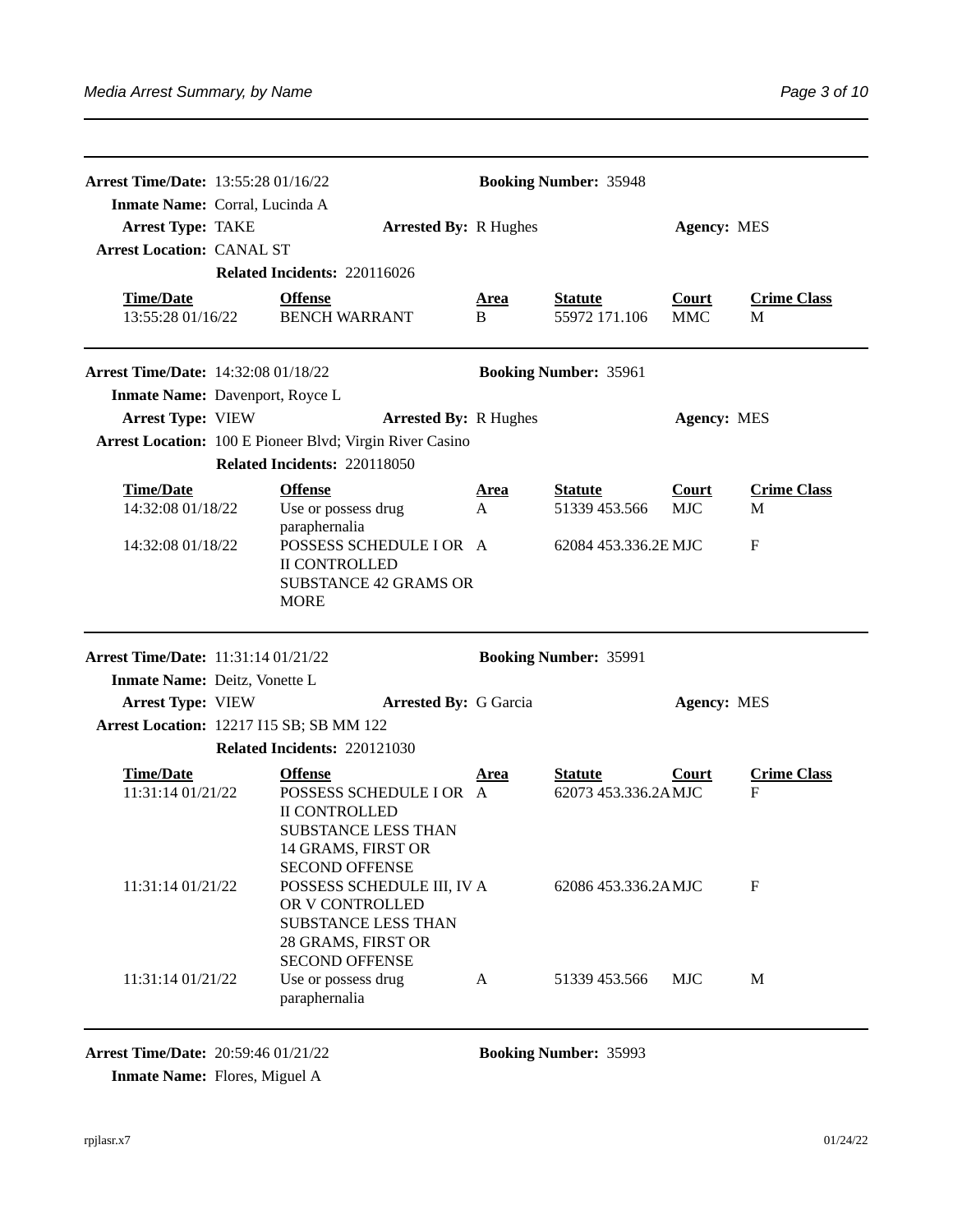**Arrest Time/Date:** 13:55:28 01/16/22 **Booking Number:** 35948

**Inmate Name:** Corral, Lucinda A

**Arrest Type:** TAKE **Arrested By:** R Hughes **Agency:** MES

**Arrest Location:** CANAL ST

**Related Incidents:** 220116026

| Time/Date | Offense | Area | Statute | Court | Crime Class |
|---|---|---|---|---|---|
| 13:55:28 01/16/22 | BENCH WARRANT | B | 55972 171.106 | MMC | M |

---

**Arrest Time/Date:** 14:32:08 01/18/22 **Booking Number:** 35961

**Inmate Name:** Davenport, Royce L

**Arrest Type:** VIEW **Arrested By:** R Hughes **Agency:** MES

**Arrest Location:** 100 E Pioneer Blvd; Virgin River Casino

**Related Incidents:** 220118050

| Time/Date | Offense | Area | Statute | Court | Crime Class |
|---|---|---|---|---|---|
| 14:32:08 01/18/22 | Use or possess drug paraphernalia | A | 51339 453.566 | MJC | M |
| 14:32:08 01/18/22 | POSSESS SCHEDULE I OR II CONTROLLED SUBSTANCE 42 GRAMS OR MORE | A | 62084 453.336.2E | MJC | F |

---

**Arrest Time/Date:** 11:31:14 01/21/22 **Booking Number:** 35991

**Inmate Name:** Deitz, Vonette L

**Arrest Type:** VIEW **Arrested By:** G Garcia **Agency:** MES

**Arrest Location:** 12217 I15 SB; SB MM 122

**Related Incidents:** 220121030

| Time/Date | Offense | Area | Statute | Court | Crime Class |
|---|---|---|---|---|---|
| 11:31:14 01/21/22 | POSSESS SCHEDULE I OR II CONTROLLED SUBSTANCE LESS THAN 14 GRAMS, FIRST OR SECOND OFFENSE | A | 62073 453.336.2A | MJC | F |
| 11:31:14 01/21/22 | POSSESS SCHEDULE III, IV OR V CONTROLLED SUBSTANCE LESS THAN 28 GRAMS, FIRST OR SECOND OFFENSE | A | 62086 453.336.2A | MJC | F |
| 11:31:14 01/21/22 | Use or possess drug paraphernalia | A | 51339 453.566 | MJC | M |

---

**Arrest Time/Date:** 20:59:46 01/21/22 **Booking Number:** 35993

**Inmate Name:** Flores, Miguel A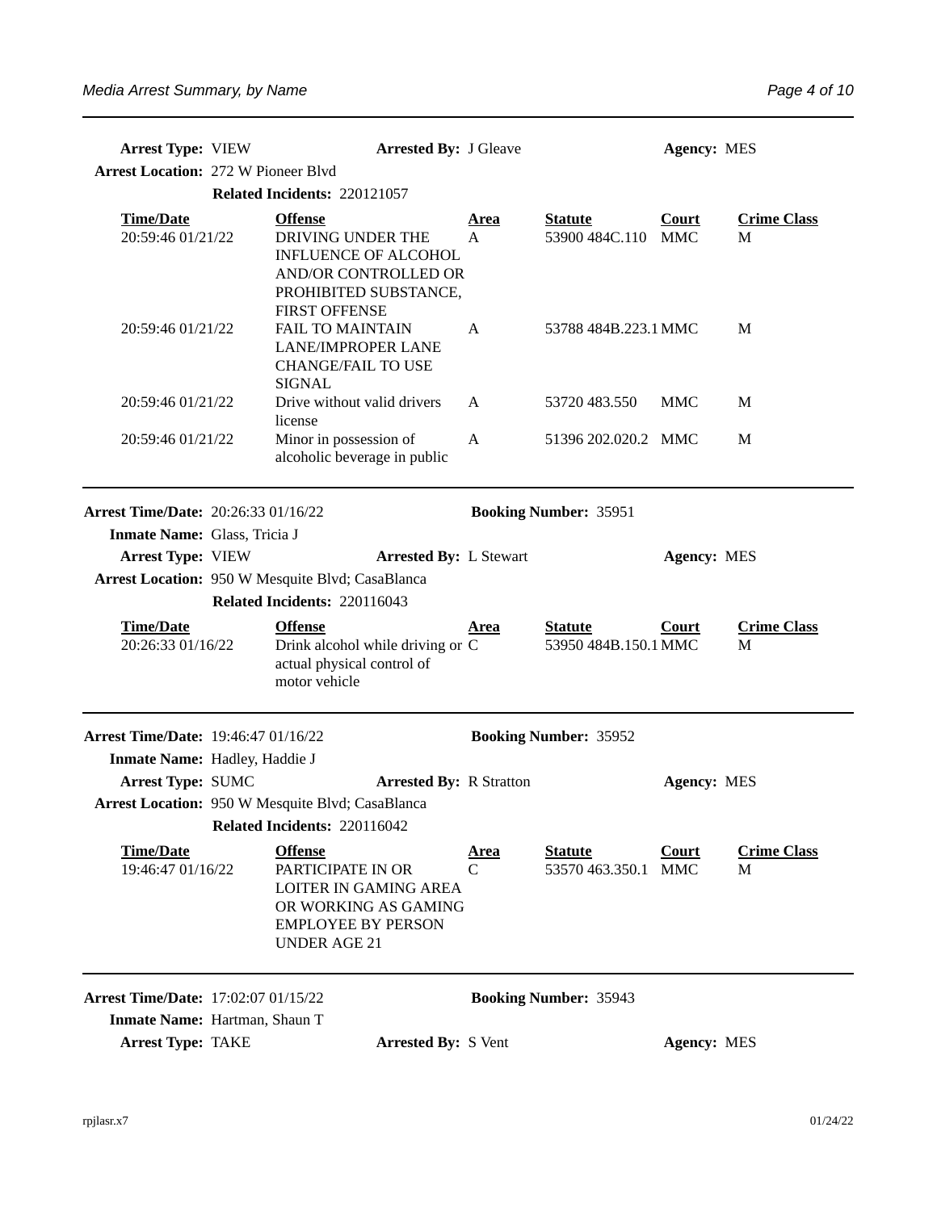**Arrest Type:** VIEW **Arrested By:** J Gleave **Agency:** MES

**Arrest Location:** 272 W Pioneer Blvd

**Related Incidents:** 220121057

| Time/Date | Offense | Area | Statute | Court | Crime Class |
|---|---|---|---|---|---|
| 20:59:46 01/21/22 | DRIVING UNDER THE INFLUENCE OF ALCOHOL AND/OR CONTROLLED OR PROHIBITED SUBSTANCE, FIRST OFFENSE | A | 53900 484C.110 | MMC | M |
| 20:59:46 01/21/22 | FAIL TO MAINTAIN LANE/IMPROPER LANE CHANGE/FAIL TO USE SIGNAL | A | 53788 484B.223.1 | MMC | M |
| 20:59:46 01/21/22 | Drive without valid drivers license | A | 53720 483.550 | MMC | M |
| 20:59:46 01/21/22 | Minor in possession of alcoholic beverage in public | A | 51396 202.020.2 | MMC | M |

---

**Arrest Time/Date:** 20:26:33 01/16/22 **Booking Number:** 35951

**Inmate Name:** Glass, Tricia J

**Arrest Type:** VIEW **Arrested By:** L Stewart **Agency:** MES

**Arrest Location:** 950 W Mesquite Blvd; CasaBlanca

**Related Incidents:** 220116043

| Time/Date | Offense | Area | Statute | Court | Crime Class |
|---|---|---|---|---|---|
| 20:26:33 01/16/22 | Drink alcohol while driving or actual physical control of motor vehicle | C | 53950 484B.150.1 | MMC | M |

---

**Arrest Time/Date:** 19:46:47 01/16/22 **Booking Number:** 35952

**Inmate Name:** Hadley, Haddie J

**Arrest Type:** SUMC **Arrested By:** R Stratton **Agency:** MES

**Arrest Location:** 950 W Mesquite Blvd; CasaBlanca

**Related Incidents:** 220116042

| Time/Date | Offense | Area | Statute | Court | Crime Class |
|---|---|---|---|---|---|
| 19:46:47 01/16/22 | PARTICIPATE IN OR LOITER IN GAMING AREA OR WORKING AS GAMING EMPLOYEE BY PERSON UNDER AGE 21 | C | 53570 463.350.1 | MMC | M |

---

**Arrest Time/Date:** 17:02:07 01/15/22 **Booking Number:** 35943

**Inmate Name:** Hartman, Shaun T

**Arrest Type:** TAKE **Arrested By:** S Vent **Agency:** MES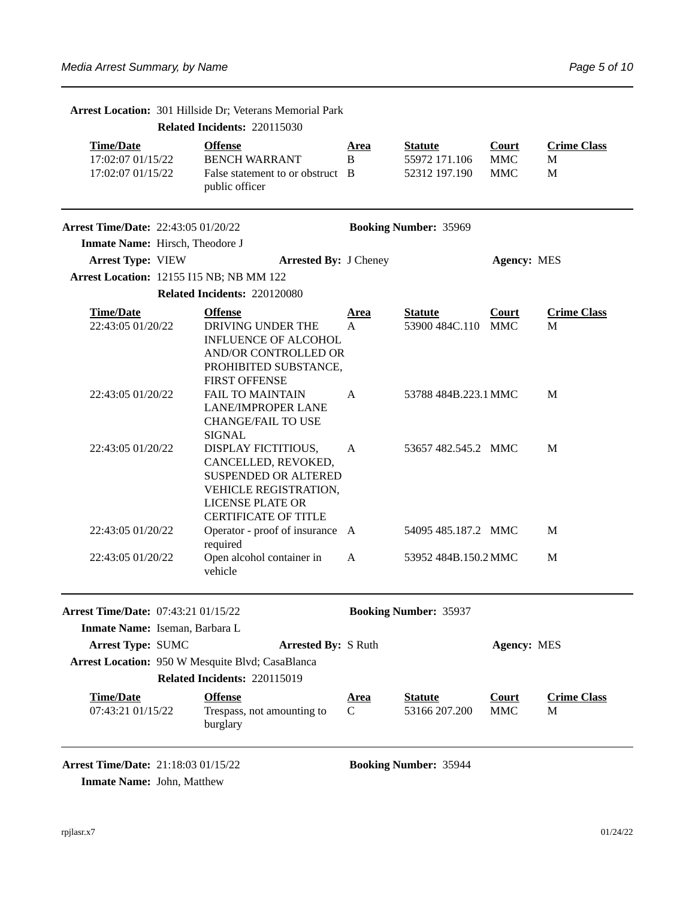**Arrest Location:** 301 Hillside Dr; Veterans Memorial Park

**Related Incidents:** 220115030

| Time/Date | Offense | Area | Statute | Court | Crime Class |
|---|---|---|---|---|---|
| 17:02:07 01/15/22 | BENCH WARRANT | B | 55972 171.106 | MMC | M |
| 17:02:07 01/15/22 | False statement to or obstruct public officer | B | 52312 197.190 | MMC | M |

---

**Arrest Time/Date:** 22:43:05 01/20/22 **Booking Number:** 35969

**Inmate Name:** Hirsch, Theodore J

**Arrest Type:** VIEW **Arrested By:** J Cheney **Agency:** MES

**Arrest Location:** 12155 I15 NB; NB MM 122

**Related Incidents:** 220120080

| Time/Date | Offense | Area | Statute | Court | Crime Class |
|---|---|---|---|---|---|
| 22:43:05 01/20/22 | DRIVING UNDER THE INFLUENCE OF ALCOHOL AND/OR CONTROLLED OR PROHIBITED SUBSTANCE, FIRST OFFENSE | A | 53900 484C.110 | MMC | M |
| 22:43:05 01/20/22 | FAIL TO MAINTAIN LANE/IMPROPER LANE CHANGE/FAIL TO USE SIGNAL | A | 53788 484B.223.1 | MMC | M |
| 22:43:05 01/20/22 | DISPLAY FICTITIOUS, CANCELLED, REVOKED, SUSPENDED OR ALTERED VEHICLE REGISTRATION, LICENSE PLATE OR CERTIFICATE OF TITLE | A | 53657 482.545.2 | MMC | M |
| 22:43:05 01/20/22 | Operator - proof of insurance required | A | 54095 485.187.2 | MMC | M |
| 22:43:05 01/20/22 | Open alcohol container in vehicle | A | 53952 484B.150.2 | MMC | M |

---

**Arrest Time/Date:** 07:43:21 01/15/22 **Booking Number:** 35937

**Inmate Name:** Iseman, Barbara L

**Arrest Type:** SUMC **Arrested By:** S Ruth **Agency:** MES

**Arrest Location:** 950 W Mesquite Blvd; CasaBlanca

**Related Incidents:** 220115019

| Time/Date | Offense | Area | Statute | Court | Crime Class |
|---|---|---|---|---|---|
| 07:43:21 01/15/22 | Trespass, not amounting to burglary | C | 53166 207.200 | MMC | M |

---

**Arrest Time/Date:** 21:18:03 01/15/22 **Booking Number:** 35944

**Inmate Name:** John, Matthew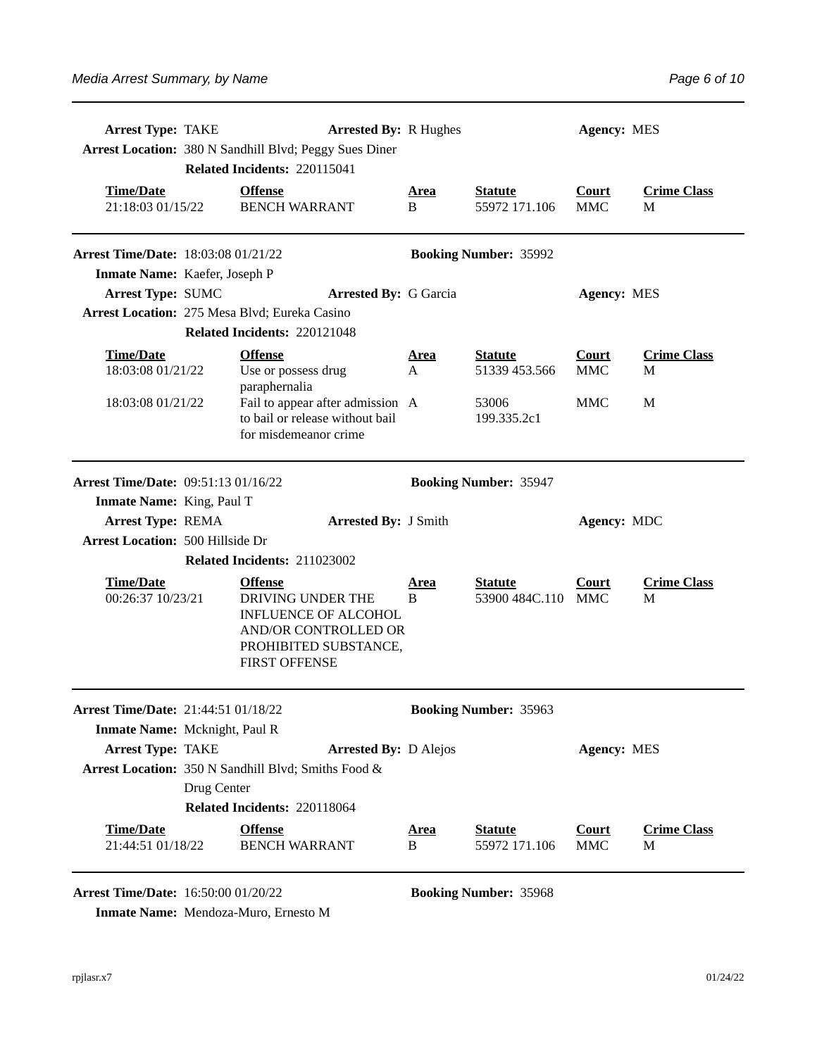**Arrest Type:** TAKE **Arrested By:** R Hughes **Agency:** MES

**Arrest Location:** 380 N Sandhill Blvd; Peggy Sues Diner

**Related Incidents:** 220115041

| Time/Date | Offense | Area | Statute | Court | Crime Class |
|---|---|---|---|---|---|
| 21:18:03 01/15/22 | BENCH WARRANT | B | 55972 171.106 | MMC | M |

---

**Arrest Time/Date:** 18:03:08 01/21/22 **Booking Number:** 35992

**Inmate Name:** Kaefer, Joseph P

**Arrest Type:** SUMC **Arrested By:** G Garcia **Agency:** MES

**Arrest Location:** 275 Mesa Blvd; Eureka Casino

**Related Incidents:** 220121048

| Time/Date | Offense | Area | Statute | Court | Crime Class |
|---|---|---|---|---|---|
| 18:03:08 01/21/22 | Use or possess drug paraphernalia | A | 51339 453.566 | MMC | M |
| 18:03:08 01/21/22 | Fail to appear after admission to bail or release without bail for misdemeanor crime | A | 53006 199.335.2c1 | MMC | M |

---

**Arrest Time/Date:** 09:51:13 01/16/22 **Booking Number:** 35947

**Inmate Name:** King, Paul T

**Arrest Type:** REMA **Arrested By:** J Smith **Agency:** MDC

**Arrest Location:** 500 Hillside Dr

**Related Incidents:** 211023002

| Time/Date | Offense | Area | Statute | Court | Crime Class |
|---|---|---|---|---|---|
| 00:26:37 10/23/21 | DRIVING UNDER THE INFLUENCE OF ALCOHOL AND/OR CONTROLLED OR PROHIBITED SUBSTANCE, FIRST OFFENSE | B | 53900 484C.110 | MMC | M |

---

**Arrest Time/Date:** 21:44:51 01/18/22 **Booking Number:** 35963

**Inmate Name:** Mcknight, Paul R

**Arrest Type:** TAKE **Arrested By:** D Alejos **Agency:** MES

**Arrest Location:** 350 N Sandhill Blvd; Smiths Food & Drug Center

**Related Incidents:** 220118064

| Time/Date | Offense | Area | Statute | Court | Crime Class |
|---|---|---|---|---|---|
| 21:44:51 01/18/22 | BENCH WARRANT | B | 55972 171.106 | MMC | M |

---

**Arrest Time/Date:** 16:50:00 01/20/22 **Booking Number:** 35968

**Inmate Name:** Mendoza-Muro, Ernesto M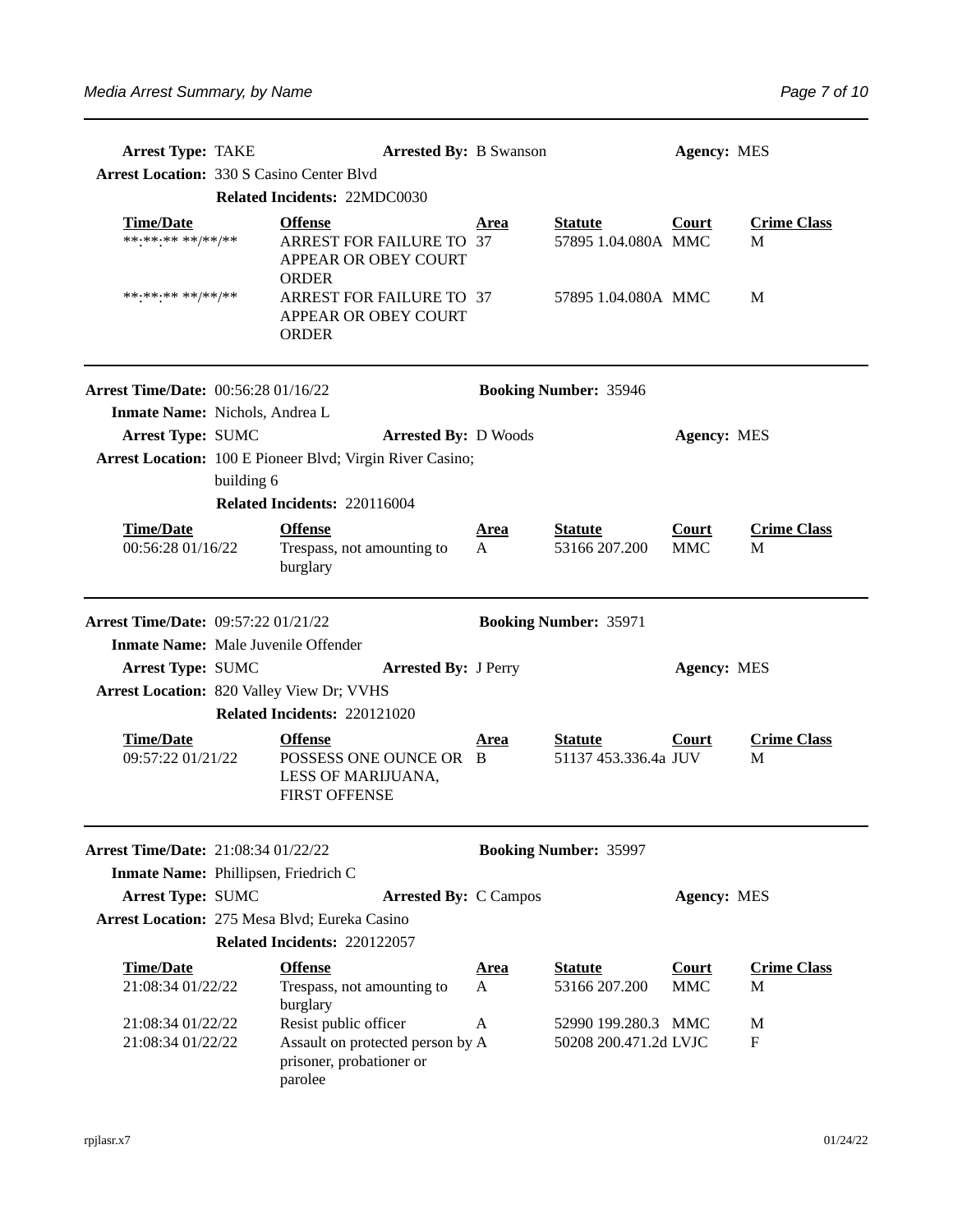**Arrest Type:** TAKE **Arrested By:** B Swanson **Agency:** MES

**Arrest Location:** 330 S Casino Center Blvd

**Related Incidents:** 22MDC0030

| Time/Date | Offense | Area | Statute | Court | Crime Class |
|---|---|---|---|---|---|
| \*\*:\*\*:\*\* \*\*/\*\*/\*\* | ARREST FOR FAILURE TO APPEAR OR OBEY COURT ORDER | 37 | 57895 1.04.080A | MMC | M |
| \*\*:\*\*:\*\* \*\*/\*\*/\*\* | ARREST FOR FAILURE TO APPEAR OR OBEY COURT ORDER | 37 | 57895 1.04.080A | MMC | M |

---

**Arrest Time/Date:** 00:56:28 01/16/22 **Booking Number:** 35946

**Inmate Name:** Nichols, Andrea L

**Arrest Type:** SUMC **Arrested By:** D Woods **Agency:** MES

**Arrest Location:** 100 E Pioneer Blvd; Virgin River Casino; building 6

**Related Incidents:** 220116004

| Time/Date | Offense | Area | Statute | Court | Crime Class |
|---|---|---|---|---|---|
| 00:56:28 01/16/22 | Trespass, not amounting to burglary | A | 53166 207.200 | MMC | M |

---

**Arrest Time/Date:** 09:57:22 01/21/22 **Booking Number:** 35971

**Inmate Name:** Male Juvenile Offender

**Arrest Type:** SUMC **Arrested By:** J Perry **Agency:** MES

**Arrest Location:** 820 Valley View Dr; VVHS

**Related Incidents:** 220121020

| Time/Date | Offense | Area | Statute | Court | Crime Class |
|---|---|---|---|---|---|
| 09:57:22 01/21/22 | POSSESS ONE OUNCE OR LESS OF MARIJUANA, FIRST OFFENSE | B | 51137 453.336.4a | JUV | M |

---

**Arrest Time/Date:** 21:08:34 01/22/22 **Booking Number:** 35997

**Inmate Name:** Phillipsen, Friedrich C

**Arrest Type:** SUMC **Arrested By:** C Campos **Agency:** MES

**Arrest Location:** 275 Mesa Blvd; Eureka Casino

**Related Incidents:** 220122057

| Time/Date | Offense | Area | Statute | Court | Crime Class |
|---|---|---|---|---|---|
| 21:08:34 01/22/22 | Trespass, not amounting to burglary | A | 53166 207.200 | MMC | M |
| 21:08:34 01/22/22 | Resist public officer | A | 52990 199.280.3 | MMC | M |
| 21:08:34 01/22/22 | Assault on protected person by prisoner, probationer or parolee | A | 50208 200.471.2d | LVJC | F |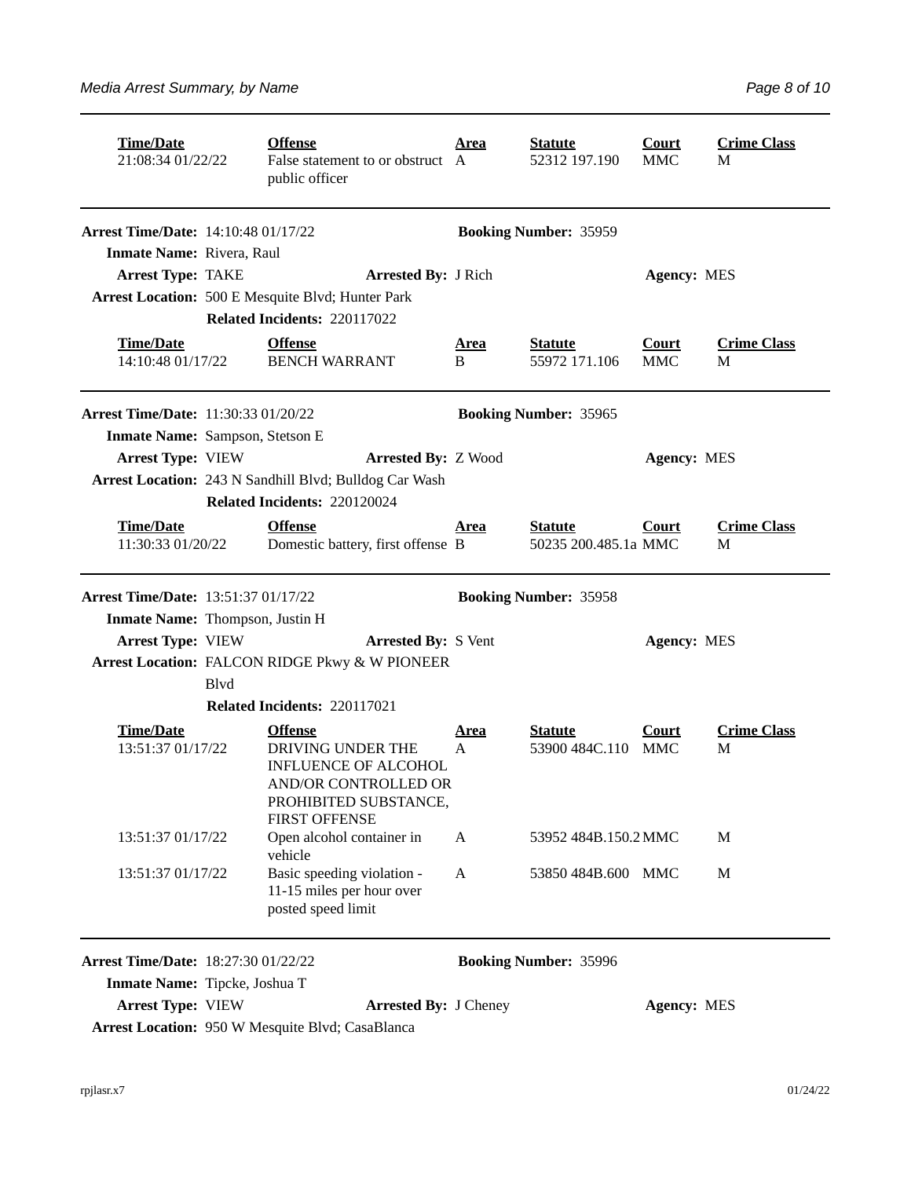| Time/Date | Offense | Area | Statute | Court | Crime Class |
|---|---|---|---|---|---|
| 21:08:34 01/22/22 | False statement to or obstruct public officer | A | 52312 197.190 | MMC | M |

---

**Arrest Time/Date:** 14:10:48 01/17/22 **Booking Number:** 35959

**Inmate Name:** Rivera, Raul

**Arrest Type:** TAKE **Arrested By:** J Rich **Agency:** MES

**Arrest Location:** 500 E Mesquite Blvd; Hunter Park

**Related Incidents:** 220117022

| Time/Date | Offense | Area | Statute | Court | Crime Class |
|---|---|---|---|---|---|
| 14:10:48 01/17/22 | BENCH WARRANT | B | 55972 171.106 | MMC | M |

---

**Arrest Time/Date:** 11:30:33 01/20/22 **Booking Number:** 35965

**Inmate Name:** Sampson, Stetson E

**Arrest Type:** VIEW **Arrested By:** Z Wood **Agency:** MES

**Arrest Location:** 243 N Sandhill Blvd; Bulldog Car Wash

**Related Incidents:** 220120024

| Time/Date | Offense | Area | Statute | Court | Crime Class |
|---|---|---|---|---|---|
| 11:30:33 01/20/22 | Domestic battery, first offense | B | 50235 200.485.1a | MMC | M |

---

**Arrest Time/Date:** 13:51:37 01/17/22 **Booking Number:** 35958

**Inmate Name:** Thompson, Justin H

**Arrest Type:** VIEW **Arrested By:** S Vent **Agency:** MES

**Arrest Location:** FALCON RIDGE Pkwy & W PIONEER Blvd

**Related Incidents:** 220117021

| Time/Date | Offense | Area | Statute | Court | Crime Class |
|---|---|---|---|---|---|
| 13:51:37 01/17/22 | DRIVING UNDER THE INFLUENCE OF ALCOHOL AND/OR CONTROLLED OR PROHIBITED SUBSTANCE, FIRST OFFENSE | A | 53900 484C.110 | MMC | M |
| 13:51:37 01/17/22 | Open alcohol container in vehicle | A | 53952 484B.150.2 | MMC | M |
| 13:51:37 01/17/22 | Basic speeding violation - 11-15 miles per hour over posted speed limit | A | 53850 484B.600 | MMC | M |

---

**Arrest Time/Date:** 18:27:30 01/22/22 **Booking Number:** 35996

**Inmate Name:** Tipcke, Joshua T

**Arrest Type:** VIEW **Arrested By:** J Cheney **Agency:** MES

**Arrest Location:** 950 W Mesquite Blvd; CasaBlanca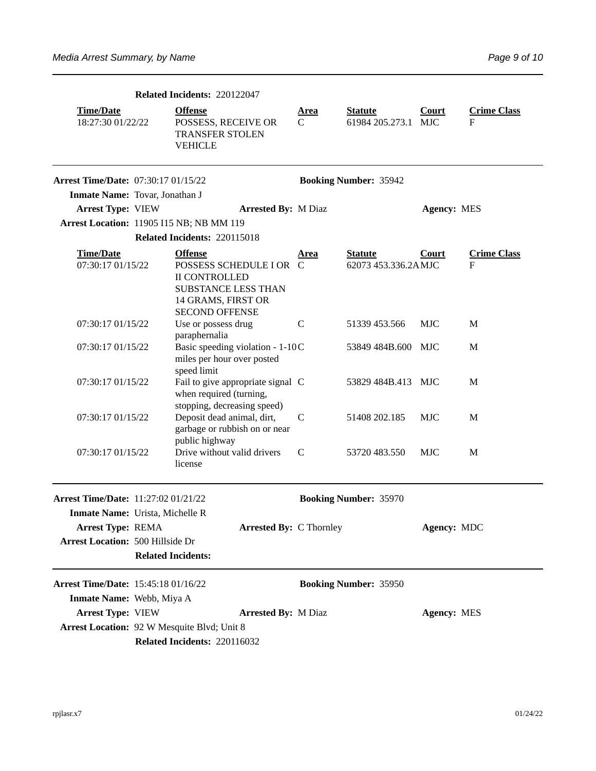**Related Incidents:** 220122047

| Time/Date | Offense | Area | Statute | Court | Crime Class |
|---|---|---|---|---|---|
| 18:27:30 01/22/22 | POSSESS, RECEIVE OR TRANSFER STOLEN VEHICLE | C | 61984 205.273.1 | MJC | F |

---

**Arrest Time/Date:** 07:30:17 01/15/22 **Booking Number:** 35942

**Inmate Name:** Tovar, Jonathan J

**Arrest Type:** VIEW **Arrested By:** M Diaz **Agency:** MES

**Arrest Location:** 11905 I15 NB; NB MM 119

**Related Incidents:** 220115018

| Time/Date | Offense | Area | Statute | Court | Crime Class |
|---|---|---|---|---|---|
| 07:30:17 01/15/22 | POSSESS SCHEDULE I OR II CONTROLLED SUBSTANCE LESS THAN 14 GRAMS, FIRST OR SECOND OFFENSE | C | 62073 453.336.2A | MJC | F |
| 07:30:17 01/15/22 | Use or possess drug paraphernalia | C | 51339 453.566 | MJC | M |
| 07:30:17 01/15/22 | Basic speeding violation - 1-10 miles per hour over posted speed limit | C | 53849 484B.600 | MJC | M |
| 07:30:17 01/15/22 | Fail to give appropriate signal when required (turning, stopping, decreasing speed) | C | 53829 484B.413 | MJC | M |
| 07:30:17 01/15/22 | Deposit dead animal, dirt, garbage or rubbish on or near public highway | C | 51408 202.185 | MJC | M |
| 07:30:17 01/15/22 | Drive without valid drivers license | C | 53720 483.550 | MJC | M |

---

**Arrest Time/Date:** 11:27:02 01/21/22 **Booking Number:** 35970

**Inmate Name:** Urista, Michelle R

**Arrest Type:** REMA **Arrested By:** C Thornley **Agency:** MDC

**Arrest Location:** 500 Hillside Dr

**Related Incidents:**

---

**Arrest Time/Date:** 15:45:18 01/16/22 **Booking Number:** 35950

**Inmate Name:** Webb, Miya A

**Arrest Type:** VIEW **Arrested By:** M Diaz **Agency:** MES

**Arrest Location:** 92 W Mesquite Blvd; Unit 8

**Related Incidents:** 220116032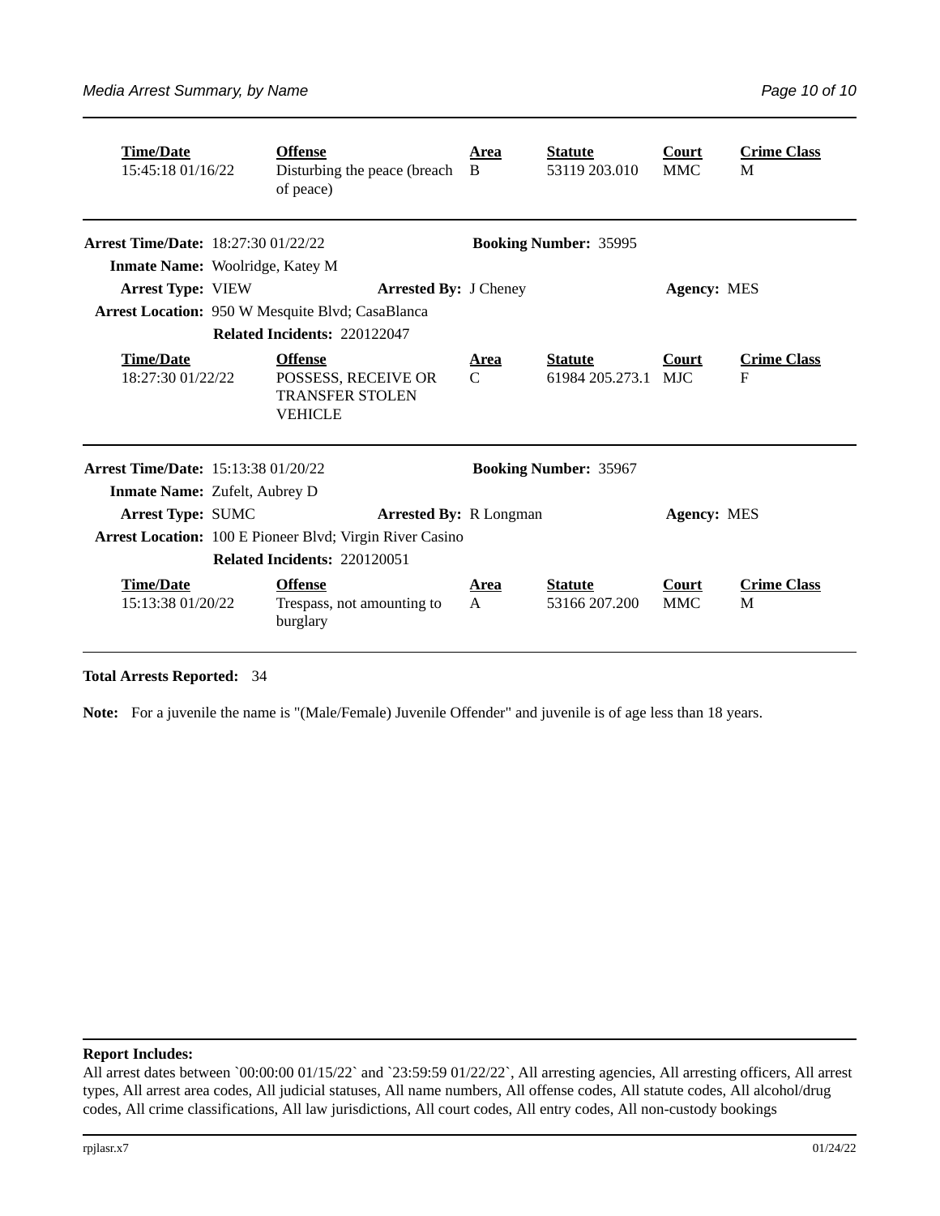| Time/Date | Offense | Area | Statute | Court | Crime Class |
|---|---|---|---|---|---|
| 15:45:18 01/16/22 | Disturbing the peace (breach of peace) | B | 53119 203.010 | MMC | M |

---

**Arrest Time/Date:** 18:27:30 01/22/22 **Booking Number:** 35995

**Inmate Name:** Woolridge, Katey M

**Arrest Type:** VIEW **Arrested By:** J Cheney **Agency:** MES

**Arrest Location:** 950 W Mesquite Blvd; CasaBlanca

**Related Incidents:** 220122047

| Time/Date | Offense | Area | Statute | Court | Crime Class |
|---|---|---|---|---|---|
| 18:27:30 01/22/22 | POSSESS, RECEIVE OR TRANSFER STOLEN VEHICLE | C | 61984 205.273.1 | MJC | F |

---

**Arrest Time/Date:** 15:13:38 01/20/22 **Booking Number:** 35967

**Inmate Name:** Zufelt, Aubrey D

**Arrest Type:** SUMC **Arrested By:** R Longman **Agency:** MES

**Arrest Location:** 100 E Pioneer Blvd; Virgin River Casino

**Related Incidents:** 220120051

| Time/Date | Offense | Area | Statute | Court | Crime Class |
|---|---|---|---|---|---|
| 15:13:38 01/20/22 | Trespass, not amounting to burglary | A | 53166 207.200 | MMC | M |

---

**Total Arrests Reported:** 34

**Note:** For a juvenile the name is "(Male/Female) Juvenile Offender" and juvenile is of age less than 18 years.

**Report Includes:**

All arrest dates between `00:00:00 01/15/22` and `23:59:59 01/22/22`, All arresting agencies, All arresting officers, All arrest types, All arrest area codes, All judicial statuses, All name numbers, All offense codes, All statute codes, All alcohol/drug codes, All crime classifications, All law jurisdictions, All court codes, All entry codes, All non-custody bookings

rpjlasr.x7 01/24/22